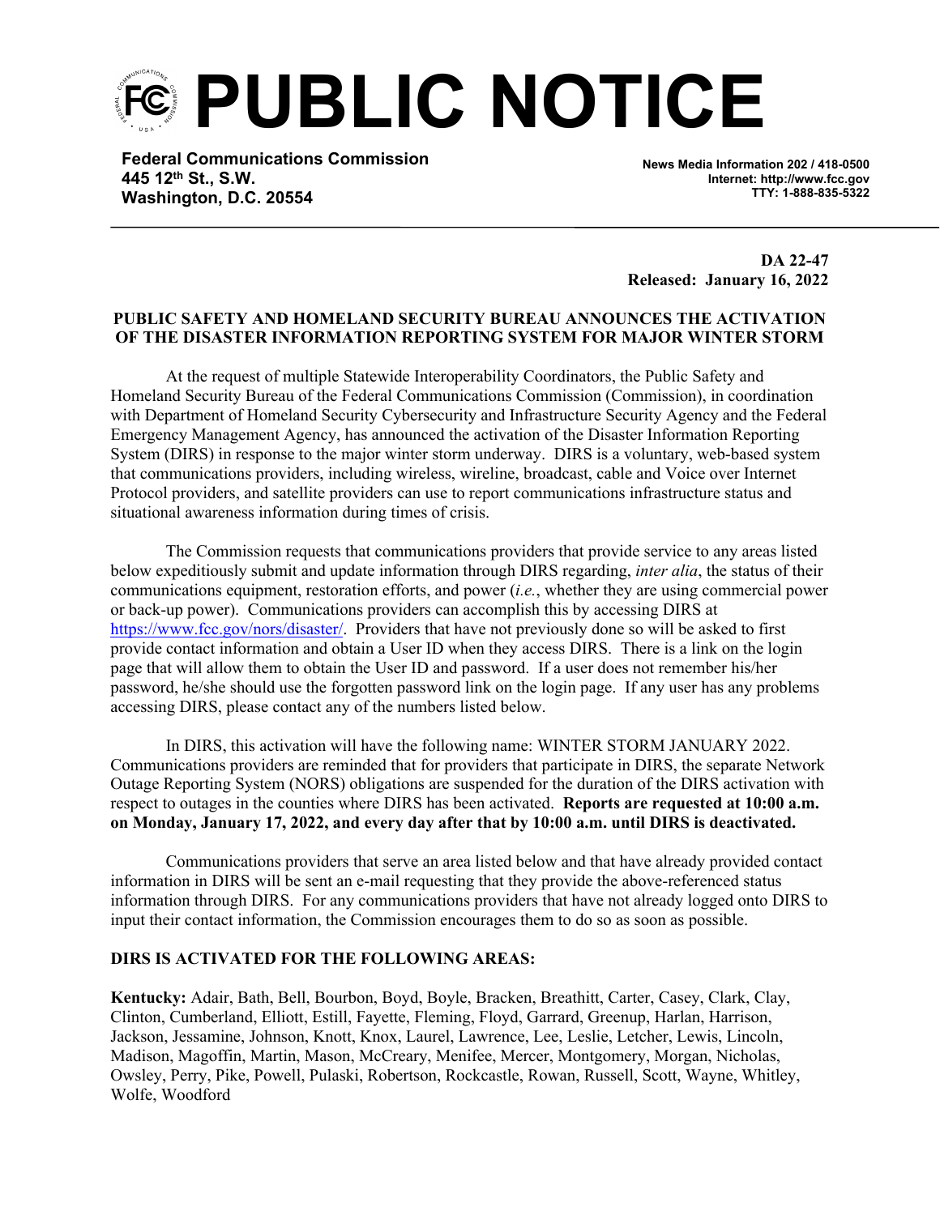# PUBLIC NOTICE

**Federal Communications Commission**
**445 12th St., S.W.**
**Washington, D.C. 20554**

**News Media Information 202 / 418-0500**
**Internet: http://www.fcc.gov**
**TTY: 1-888-835-5322**

**DA 22-47**
**Released: January 16, 2022**

**PUBLIC SAFETY AND HOMELAND SECURITY BUREAU ANNOUNCES THE ACTIVATION OF THE DISASTER INFORMATION REPORTING SYSTEM FOR MAJOR WINTER STORM**

At the request of multiple Statewide Interoperability Coordinators, the Public Safety and Homeland Security Bureau of the Federal Communications Commission (Commission), in coordination with Department of Homeland Security Cybersecurity and Infrastructure Security Agency and the Federal Emergency Management Agency, has announced the activation of the Disaster Information Reporting System (DIRS) in response to the major winter storm underway. DIRS is a voluntary, web-based system that communications providers, including wireless, wireline, broadcast, cable and Voice over Internet Protocol providers, and satellite providers can use to report communications infrastructure status and situational awareness information during times of crisis.

The Commission requests that communications providers that provide service to any areas listed below expeditiously submit and update information through DIRS regarding, *inter alia*, the status of their communications equipment, restoration efforts, and power (*i.e.*, whether they are using commercial power or back-up power). Communications providers can accomplish this by accessing DIRS at https://www.fcc.gov/nors/disaster/. Providers that have not previously done so will be asked to first provide contact information and obtain a User ID when they access DIRS. There is a link on the login page that will allow them to obtain the User ID and password. If a user does not remember his/her password, he/she should use the forgotten password link on the login page. If any user has any problems accessing DIRS, please contact any of the numbers listed below.

In DIRS, this activation will have the following name: WINTER STORM JANUARY 2022. Communications providers are reminded that for providers that participate in DIRS, the separate Network Outage Reporting System (NORS) obligations are suspended for the duration of the DIRS activation with respect to outages in the counties where DIRS has been activated. **Reports are requested at 10:00 a.m. on Monday, January 17, 2022, and every day after that by 10:00 a.m. until DIRS is deactivated.**

Communications providers that serve an area listed below and that have already provided contact information in DIRS will be sent an e-mail requesting that they provide the above-referenced status information through DIRS. For any communications providers that have not already logged onto DIRS to input their contact information, the Commission encourages them to do so as soon as possible.

**DIRS IS ACTIVATED FOR THE FOLLOWING AREAS:**

**Kentucky:** Adair, Bath, Bell, Bourbon, Boyd, Boyle, Bracken, Breathitt, Carter, Casey, Clark, Clay, Clinton, Cumberland, Elliott, Estill, Fayette, Fleming, Floyd, Garrard, Greenup, Harlan, Harrison, Jackson, Jessamine, Johnson, Knott, Knox, Laurel, Lawrence, Lee, Leslie, Letcher, Lewis, Lincoln, Madison, Magoffin, Martin, Mason, McCreary, Menifee, Mercer, Montgomery, Morgan, Nicholas, Owsley, Perry, Pike, Powell, Pulaski, Robertson, Rockcastle, Rowan, Russell, Scott, Wayne, Whitley, Wolfe, Woodford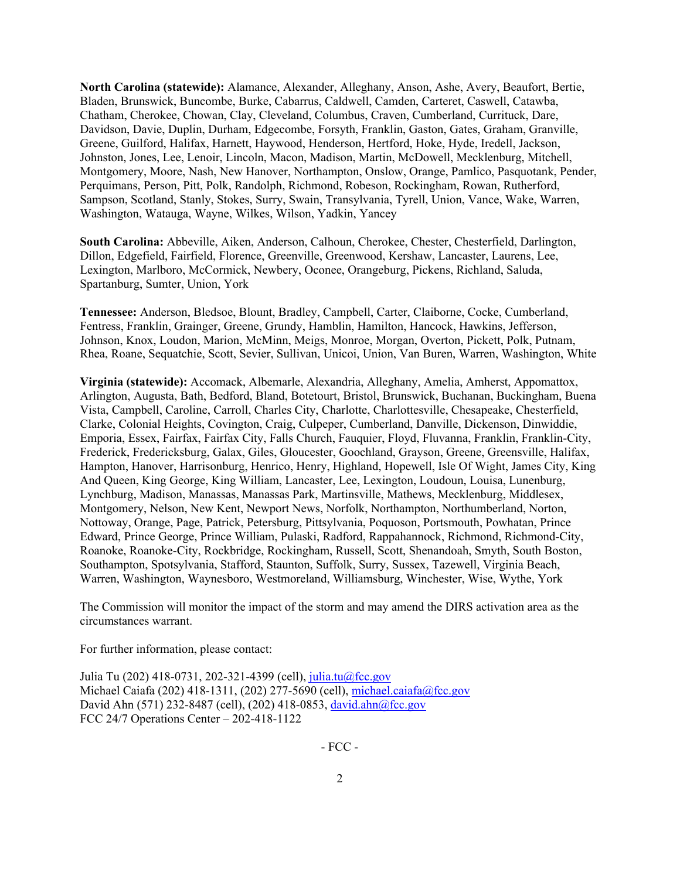**North Carolina (statewide):** Alamance, Alexander, Alleghany, Anson, Ashe, Avery, Beaufort, Bertie, Bladen, Brunswick, Buncombe, Burke, Cabarrus, Caldwell, Camden, Carteret, Caswell, Catawba, Chatham, Cherokee, Chowan, Clay, Cleveland, Columbus, Craven, Cumberland, Currituck, Dare, Davidson, Davie, Duplin, Durham, Edgecombe, Forsyth, Franklin, Gaston, Gates, Graham, Granville, Greene, Guilford, Halifax, Harnett, Haywood, Henderson, Hertford, Hoke, Hyde, Iredell, Jackson, Johnston, Jones, Lee, Lenoir, Lincoln, Macon, Madison, Martin, McDowell, Mecklenburg, Mitchell, Montgomery, Moore, Nash, New Hanover, Northampton, Onslow, Orange, Pamlico, Pasquotank, Pender, Perquimans, Person, Pitt, Polk, Randolph, Richmond, Robeson, Rockingham, Rowan, Rutherford, Sampson, Scotland, Stanly, Stokes, Surry, Swain, Transylvania, Tyrell, Union, Vance, Wake, Warren, Washington, Watauga, Wayne, Wilkes, Wilson, Yadkin, Yancey

**South Carolina:** Abbeville, Aiken, Anderson, Calhoun, Cherokee, Chester, Chesterfield, Darlington, Dillon, Edgefield, Fairfield, Florence, Greenville, Greenwood, Kershaw, Lancaster, Laurens, Lee, Lexington, Marlboro, McCormick, Newbery, Oconee, Orangeburg, Pickens, Richland, Saluda, Spartanburg, Sumter, Union, York

**Tennessee:** Anderson, Bledsoe, Blount, Bradley, Campbell, Carter, Claiborne, Cocke, Cumberland, Fentress, Franklin, Grainger, Greene, Grundy, Hamblin, Hamilton, Hancock, Hawkins, Jefferson, Johnson, Knox, Loudon, Marion, McMinn, Meigs, Monroe, Morgan, Overton, Pickett, Polk, Putnam, Rhea, Roane, Sequatchie, Scott, Sevier, Sullivan, Unicoi, Union, Van Buren, Warren, Washington, White

**Virginia (statewide):** Accomack, Albemarle, Alexandria, Alleghany, Amelia, Amherst, Appomattox, Arlington, Augusta, Bath, Bedford, Bland, Botetourt, Bristol, Brunswick, Buchanan, Buckingham, Buena Vista, Campbell, Caroline, Carroll, Charles City, Charlotte, Charlottesville, Chesapeake, Chesterfield, Clarke, Colonial Heights, Covington, Craig, Culpeper, Cumberland, Danville, Dickenson, Dinwiddie, Emporia, Essex, Fairfax, Fairfax City, Falls Church, Fauquier, Floyd, Fluvanna, Franklin, Franklin-City, Frederick, Fredericksburg, Galax, Giles, Gloucester, Goochland, Grayson, Greene, Greensville, Halifax, Hampton, Hanover, Harrisonburg, Henrico, Henry, Highland, Hopewell, Isle Of Wight, James City, King And Queen, King George, King William, Lancaster, Lee, Lexington, Loudoun, Louisa, Lunenburg, Lynchburg, Madison, Manassas, Manassas Park, Martinsville, Mathews, Mecklenburg, Middlesex, Montgomery, Nelson, New Kent, Newport News, Norfolk, Northampton, Northumberland, Norton, Nottoway, Orange, Page, Patrick, Petersburg, Pittsylvania, Poquoson, Portsmouth, Powhatan, Prince Edward, Prince George, Prince William, Pulaski, Radford, Rappahannock, Richmond, Richmond-City, Roanoke, Roanoke-City, Rockbridge, Rockingham, Russell, Scott, Shenandoah, Smyth, South Boston, Southampton, Spotsylvania, Stafford, Staunton, Suffolk, Surry, Sussex, Tazewell, Virginia Beach, Warren, Washington, Waynesboro, Westmoreland, Williamsburg, Winchester, Wise, Wythe, York

The Commission will monitor the impact of the storm and may amend the DIRS activation area as the circumstances warrant.

For further information, please contact:

Julia Tu (202) 418-0731, 202-321-4399 (cell), julia.tu@fcc.gov
Michael Caiafa (202) 418-1311, (202) 277-5690 (cell), michael.caiafa@fcc.gov
David Ahn (571) 232-8487 (cell), (202) 418-0853, david.ahn@fcc.gov
FCC 24/7 Operations Center – 202-418-1122

- FCC -